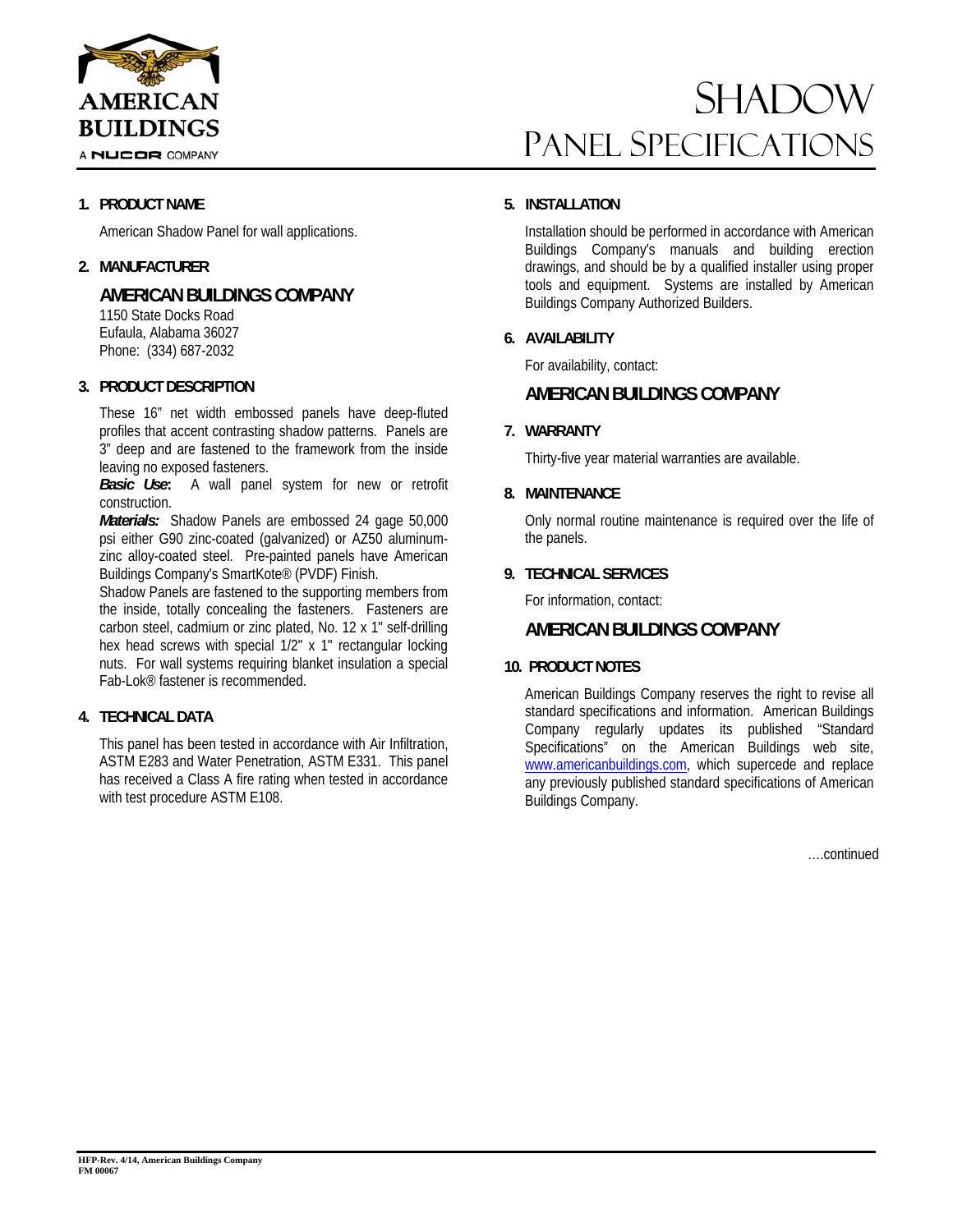AMERICAN BUILDINGS
A NUCOR COMPANY

# SHADOW PANEL SPECIFICATIONS

## 1. PRODUCT NAME

American Shadow Panel for wall applications.

## 2. MANUFACTURER

### AMERICAN BUILDINGS COMPANY

1150 State Docks Road
Eufaula, Alabama 36027
Phone: (334) 687-2032

## 3. PRODUCT DESCRIPTION

These 16" net width embossed panels have deep-fluted profiles that accent contrasting shadow patterns. Panels are 3" deep and are fastened to the framework from the inside leaving no exposed fasteners.

***Basic Use*:** A wall panel system for new or retrofit construction.

***Materials:*** Shadow Panels are embossed 24 gage 50,000 psi either G90 zinc-coated (galvanized) or AZ50 aluminum-zinc alloy-coated steel. Pre-painted panels have American Buildings Company's SmartKote® (PVDF) Finish.

Shadow Panels are fastened to the supporting members from the inside, totally concealing the fasteners. Fasteners are carbon steel, cadmium or zinc plated, No. 12 x 1" self-drilling hex head screws with special 1/2" x 1" rectangular locking nuts. For wall systems requiring blanket insulation a special Fab-Lok® fastener is recommended.

## 4. TECHNICAL DATA

This panel has been tested in accordance with Air Infiltration, ASTM E283 and Water Penetration, ASTM E331. This panel has received a Class A fire rating when tested in accordance with test procedure ASTM E108.

## 5. INSTALLATION

Installation should be performed in accordance with American Buildings Company's manuals and building erection drawings, and should be by a qualified installer using proper tools and equipment. Systems are installed by American Buildings Company Authorized Builders.

## 6. AVAILABILITY

For availability, contact:

### AMERICAN BUILDINGS COMPANY

## 7. WARRANTY

Thirty-five year material warranties are available.

## 8. MAINTENANCE

Only normal routine maintenance is required over the life of the panels.

## 9. TECHNICAL SERVICES

For information, contact:

### AMERICAN BUILDINGS COMPANY

## 10. PRODUCT NOTES

American Buildings Company reserves the right to revise all standard specifications and information. American Buildings Company regularly updates its published "Standard Specifications" on the American Buildings web site, www.americanbuildings.com, which supercede and replace any previously published standard specifications of American Buildings Company.

….continued

HFP-Rev. 4/14, American Buildings Company
FM 00067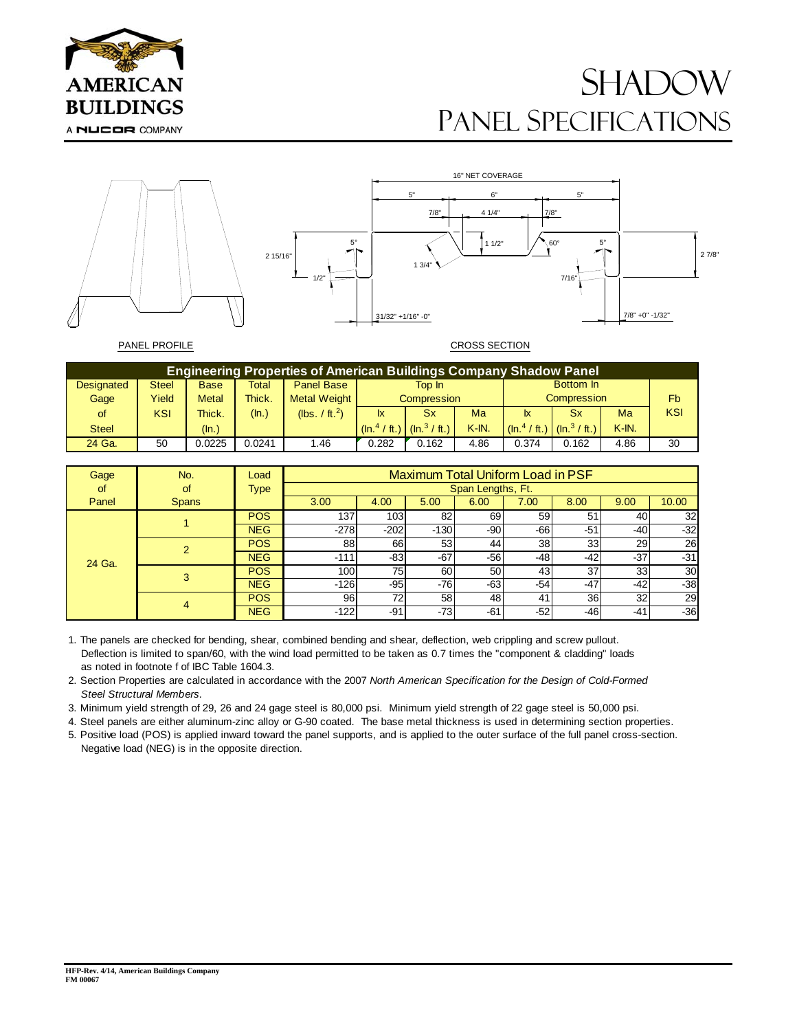# SHADOW
## PANEL SPECIFICATIONS

16" NET COVERAGE
5"
6"
5"
7/8"
4 1/4"
7/8"
5°
1 1/2"
60°
5°
2 15/16"
1 3/4"
2 7/8"
1/2"
7/16"
31/32" +1/16" -0"
7/8" +0" -1/32"

PANEL PROFILE

CROSS SECTION

| Engineering Properties of American Buildings Company Shadow Panel | | | | | | | | | | | |
|---|---|---|---|---|---|---|---|---|---|---|---|
| Designated Gage of Steel | Steel Yield KSI | Base Metal Thick. (In.) | Total Thick. (In.) | Panel Base Metal Weight (lbs. / ft.$^2$) | Top In Compression | | | Bottom In Compression | | | Fb KSI |
| | | | | | Ix (In.$^4$ / ft.) | Sx (In.$^3$ / ft.) | Ma K-IN. | Ix (In.$^4$ / ft.) | Sx (In.$^3$ / ft.) | Ma K-IN. | |
| 24 Ga. | 50 | 0.0225 | 0.0241 | 1.46 | 0.282 | 0.162 | 4.86 | 0.374 | 0.162 | 4.86 | 30 |

| Gage of Panel | No. of Spans | Load Type | Maximum Total Uniform Load in PSF | | | | | | | |
|---|---|---|---|---|---|---|---|---|---|---|
| | | | Span Lengths, Ft. | | | | | | | |
| | | | 3.00 | 4.00 | 5.00 | 6.00 | 7.00 | 8.00 | 9.00 | 10.00 |
| 24 Ga. | 1 | POS | 137 | 103 | 82 | 69 | 59 | 51 | 40 | 32 |
| | | NEG | -278 | -202 | -130 | -90 | -66 | -51 | -40 | -32 |
| | 2 | POS | 88 | 66 | 53 | 44 | 38 | 33 | 29 | 26 |
| | | NEG | -111 | -83 | -67 | -56 | -48 | -42 | -37 | -31 |
| | 3 | POS | 100 | 75 | 60 | 50 | 43 | 37 | 33 | 30 |
| | | NEG | -126 | -95 | -76 | -63 | -54 | -47 | -42 | -38 |
| | 4 | POS | 96 | 72 | 58 | 48 | 41 | 36 | 32 | 29 |
| | | NEG | -122 | -91 | -73 | -61 | -52 | -46 | -41 | -36 |

1. The panels are checked for bending, shear, combined bending and shear, deflection, web crippling and screw pullout. Deflection is limited to span/60, with the wind load permitted to be taken as 0.7 times the "component & cladding" loads as noted in footnote f of IBC Table 1604.3.
2. Section Properties are calculated in accordance with the 2007 *North American Specification for the Design of Cold-Formed Steel Structural Members.*
3. Minimum yield strength of 29, 26 and 24 gage steel is 80,000 psi. Minimum yield strength of 22 gage steel is 50,000 psi.
4. Steel panels are either aluminum-zinc alloy or G-90 coated. The base metal thickness is used in determining section properties.
5. Positive load (POS) is applied inward toward the panel supports, and is applied to the outer surface of the full panel cross-section. Negative load (NEG) is in the opposite direction.

HFP-Rev. 4/14, American Buildings Company
FM 00067